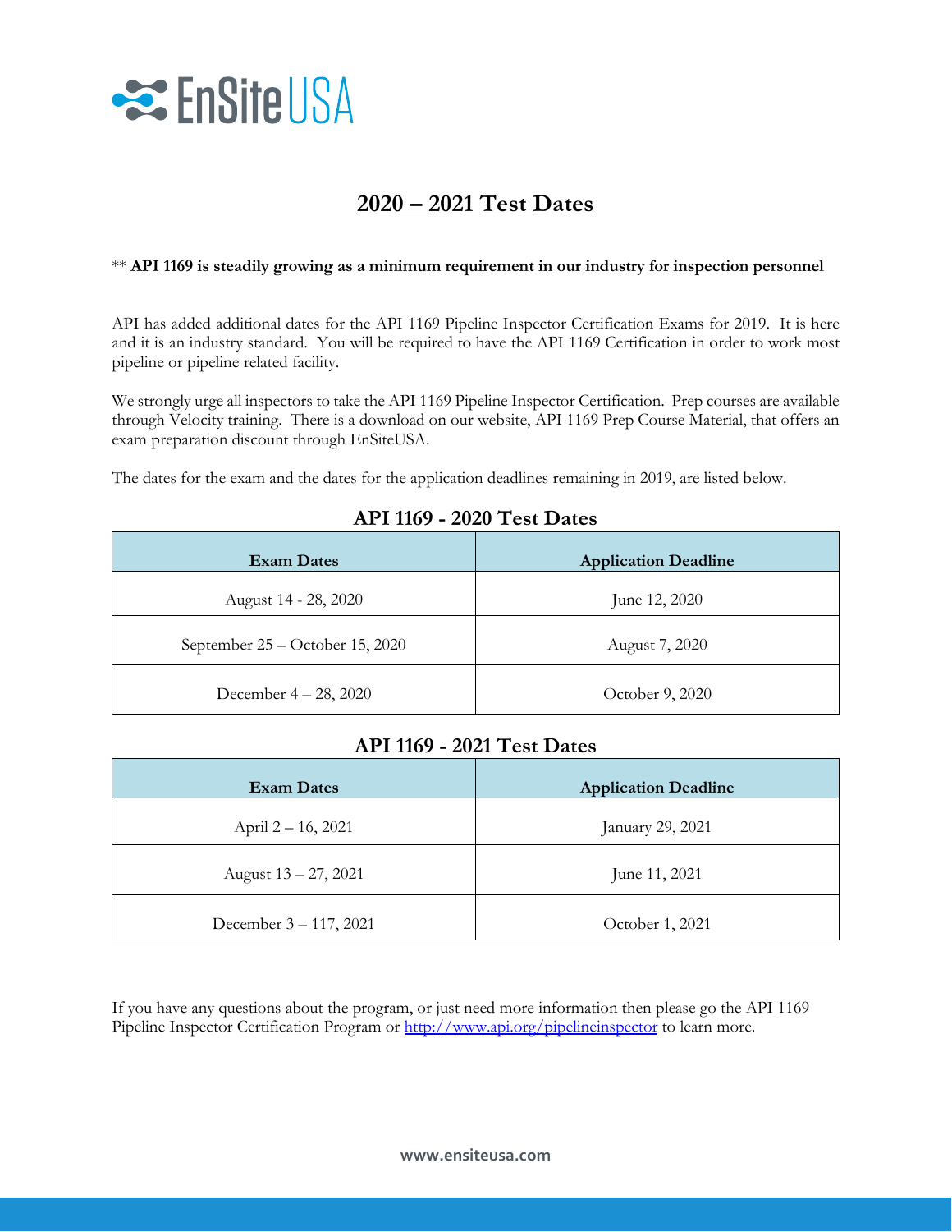EnSite USA

# 2020 – 2021 Test Dates

** **API 1169 is steadily growing as a minimum requirement in our industry for inspection personnel**

API has added additional dates for the API 1169 Pipeline Inspector Certification Exams for 2019. It is here and it is an industry standard. You will be required to have the API 1169 Certification in order to work most pipeline or pipeline related facility.

We strongly urge all inspectors to take the API 1169 Pipeline Inspector Certification. Prep courses are available through Velocity training. There is a download on our website, API 1169 Prep Course Material, that offers an exam preparation discount through EnSiteUSA.

The dates for the exam and the dates for the application deadlines remaining in 2019, are listed below.

## API 1169 - 2020 Test Dates

| Exam Dates | Application Deadline |
| --- | --- |
| August 14 - 28, 2020 | June 12, 2020 |
| September 25 – October 15, 2020 | August 7, 2020 |
| December 4 – 28, 2020 | October 9, 2020 |

## API 1169 - 2021 Test Dates

| Exam Dates | Application Deadline |
| --- | --- |
| April 2 – 16, 2021 | January 29, 2021 |
| August 13 – 27, 2021 | June 11, 2021 |
| December 3 – 117, 2021 | October 1, 2021 |

If you have any questions about the program, or just need more information then please go the API 1169 Pipeline Inspector Certification Program or [http://www.api.org/pipelineinspector](http://www.api.org/pipelineinspector) to learn more.

www.ensiteusa.com